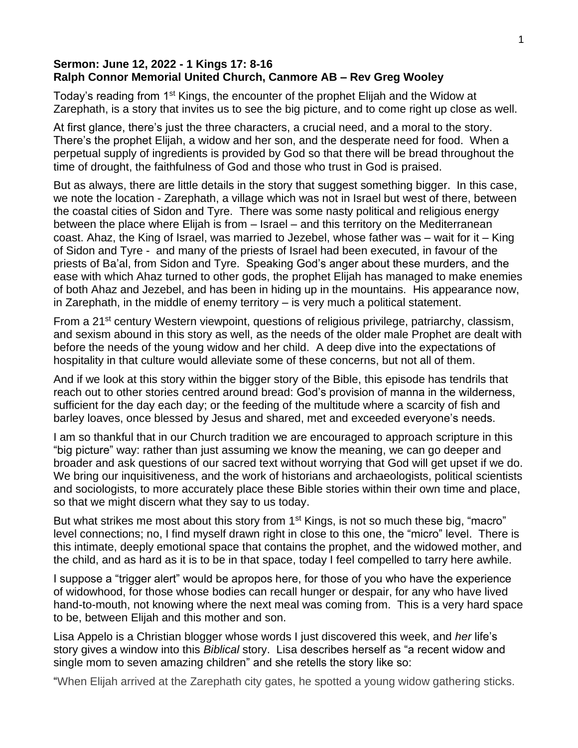**Sermon: June 12, 2022 - 1 Kings 17: 8-16**
**Ralph Connor Memorial United Church, Canmore AB – Rev Greg Wooley**

Today's reading from 1st Kings, the encounter of the prophet Elijah and the Widow at Zarephath, is a story that invites us to see the big picture, and to come right up close as well.

At first glance, there's just the three characters, a crucial need, and a moral to the story. There's the prophet Elijah, a widow and her son, and the desperate need for food. When a perpetual supply of ingredients is provided by God so that there will be bread throughout the time of drought, the faithfulness of God and those who trust in God is praised.

But as always, there are little details in the story that suggest something bigger. In this case, we note the location - Zarephath, a village which was not in Israel but west of there, between the coastal cities of Sidon and Tyre. There was some nasty political and religious energy between the place where Elijah is from – Israel – and this territory on the Mediterranean coast. Ahaz, the King of Israel, was married to Jezebel, whose father was – wait for it – King of Sidon and Tyre - and many of the priests of Israel had been executed, in favour of the priests of Ba'al, from Sidon and Tyre. Speaking God's anger about these murders, and the ease with which Ahaz turned to other gods, the prophet Elijah has managed to make enemies of both Ahaz and Jezebel, and has been in hiding up in the mountains. His appearance now, in Zarephath, in the middle of enemy territory – is very much a political statement.

From a 21st century Western viewpoint, questions of religious privilege, patriarchy, classism, and sexism abound in this story as well, as the needs of the older male Prophet are dealt with before the needs of the young widow and her child. A deep dive into the expectations of hospitality in that culture would alleviate some of these concerns, but not all of them.

And if we look at this story within the bigger story of the Bible, this episode has tendrils that reach out to other stories centred around bread: God's provision of manna in the wilderness, sufficient for the day each day; or the feeding of the multitude where a scarcity of fish and barley loaves, once blessed by Jesus and shared, met and exceeded everyone's needs.

I am so thankful that in our Church tradition we are encouraged to approach scripture in this "big picture" way: rather than just assuming we know the meaning, we can go deeper and broader and ask questions of our sacred text without worrying that God will get upset if we do. We bring our inquisitiveness, and the work of historians and archaeologists, political scientists and sociologists, to more accurately place these Bible stories within their own time and place, so that we might discern what they say to us today.

But what strikes me most about this story from 1st Kings, is not so much these big, "macro" level connections; no, I find myself drawn right in close to this one, the "micro" level. There is this intimate, deeply emotional space that contains the prophet, and the widowed mother, and the child, and as hard as it is to be in that space, today I feel compelled to tarry here awhile.

I suppose a "trigger alert" would be apropos here, for those of you who have the experience of widowhood, for those whose bodies can recall hunger or despair, for any who have lived hand-to-mouth, not knowing where the next meal was coming from. This is a very hard space to be, between Elijah and this mother and son.

Lisa Appelo is a Christian blogger whose words I just discovered this week, and *her* life's story gives a window into this *Biblical* story. Lisa describes herself as "a recent widow and single mom to seven amazing children" and she retells the story like so:

"When Elijah arrived at the Zarephath city gates, he spotted a young widow gathering sticks.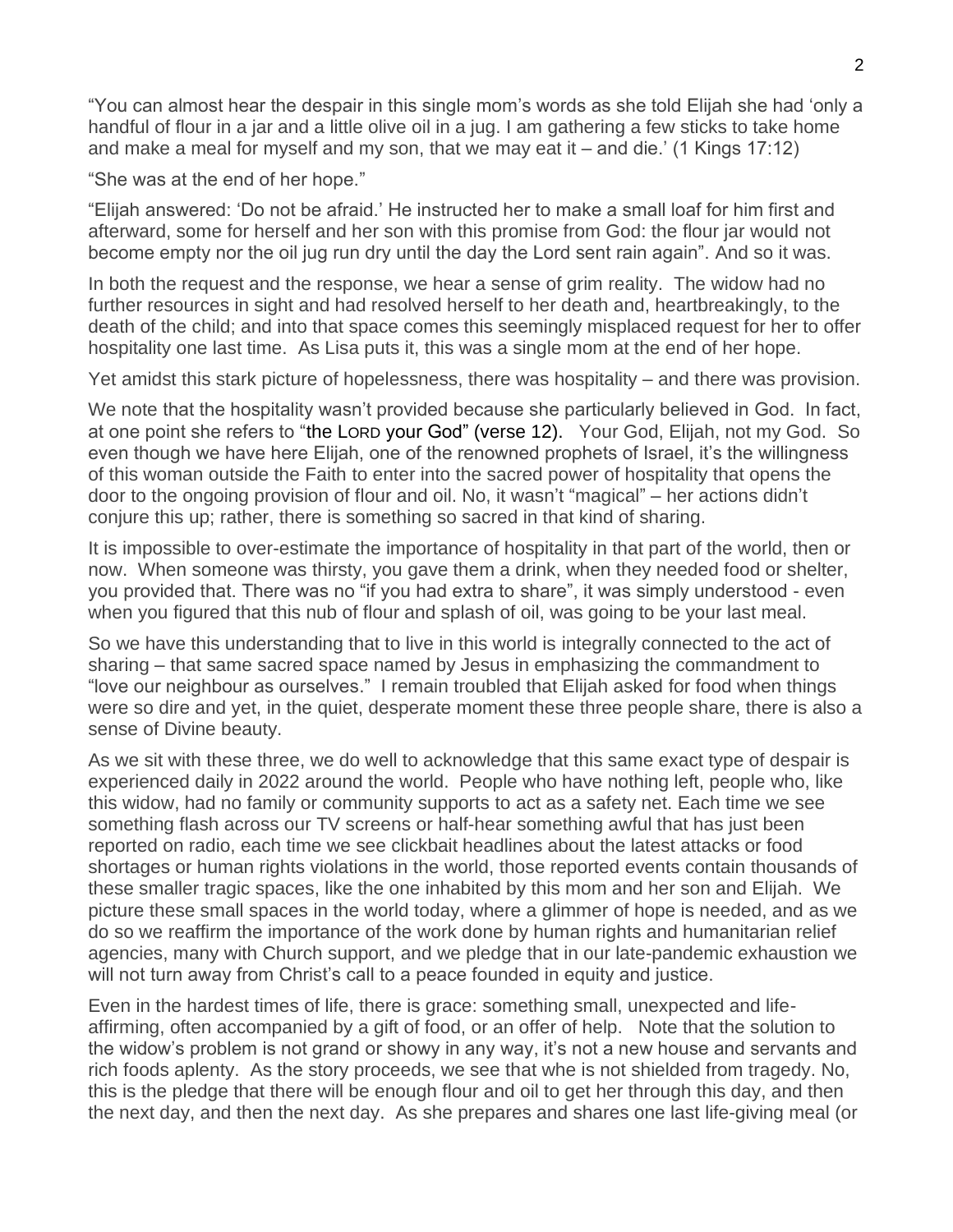"You can almost hear the despair in this single mom's words as she told Elijah she had 'only a handful of flour in a jar and a little olive oil in a jug. I am gathering a few sticks to take home and make a meal for myself and my son, that we may eat it – and die.' (1 Kings 17:12)

"She was at the end of her hope."

"Elijah answered: 'Do not be afraid.' He instructed her to make a small loaf for him first and afterward, some for herself and her son with this promise from God: the flour jar would not become empty nor the oil jug run dry until the day the Lord sent rain again". And so it was.

In both the request and the response, we hear a sense of grim reality. The widow had no further resources in sight and had resolved herself to her death and, heartbreakingly, to the death of the child; and into that space comes this seemingly misplaced request for her to offer hospitality one last time. As Lisa puts it, this was a single mom at the end of her hope.

Yet amidst this stark picture of hopelessness, there was hospitality – and there was provision.

We note that the hospitality wasn't provided because she particularly believed in God. In fact, at one point she refers to "the LORD your God" (verse 12). Your God, Elijah, not my God. So even though we have here Elijah, one of the renowned prophets of Israel, it's the willingness of this woman outside the Faith to enter into the sacred power of hospitality that opens the door to the ongoing provision of flour and oil. No, it wasn't "magical" – her actions didn't conjure this up; rather, there is something so sacred in that kind of sharing.

It is impossible to over-estimate the importance of hospitality in that part of the world, then or now. When someone was thirsty, you gave them a drink, when they needed food or shelter, you provided that. There was no "if you had extra to share", it was simply understood - even when you figured that this nub of flour and splash of oil, was going to be your last meal.

So we have this understanding that to live in this world is integrally connected to the act of sharing – that same sacred space named by Jesus in emphasizing the commandment to "love our neighbour as ourselves." I remain troubled that Elijah asked for food when things were so dire and yet, in the quiet, desperate moment these three people share, there is also a sense of Divine beauty.

As we sit with these three, we do well to acknowledge that this same exact type of despair is experienced daily in 2022 around the world. People who have nothing left, people who, like this widow, had no family or community supports to act as a safety net. Each time we see something flash across our TV screens or half-hear something awful that has just been reported on radio, each time we see clickbait headlines about the latest attacks or food shortages or human rights violations in the world, those reported events contain thousands of these smaller tragic spaces, like the one inhabited by this mom and her son and Elijah. We picture these small spaces in the world today, where a glimmer of hope is needed, and as we do so we reaffirm the importance of the work done by human rights and humanitarian relief agencies, many with Church support, and we pledge that in our late-pandemic exhaustion we will not turn away from Christ's call to a peace founded in equity and justice.

Even in the hardest times of life, there is grace: something small, unexpected and life-affirming, often accompanied by a gift of food, or an offer of help. Note that the solution to the widow's problem is not grand or showy in any way, it's not a new house and servants and rich foods aplenty. As the story proceeds, we see that whe is not shielded from tragedy. No, this is the pledge that there will be enough flour and oil to get her through this day, and then the next day, and then the next day. As she prepares and shares one last life-giving meal (or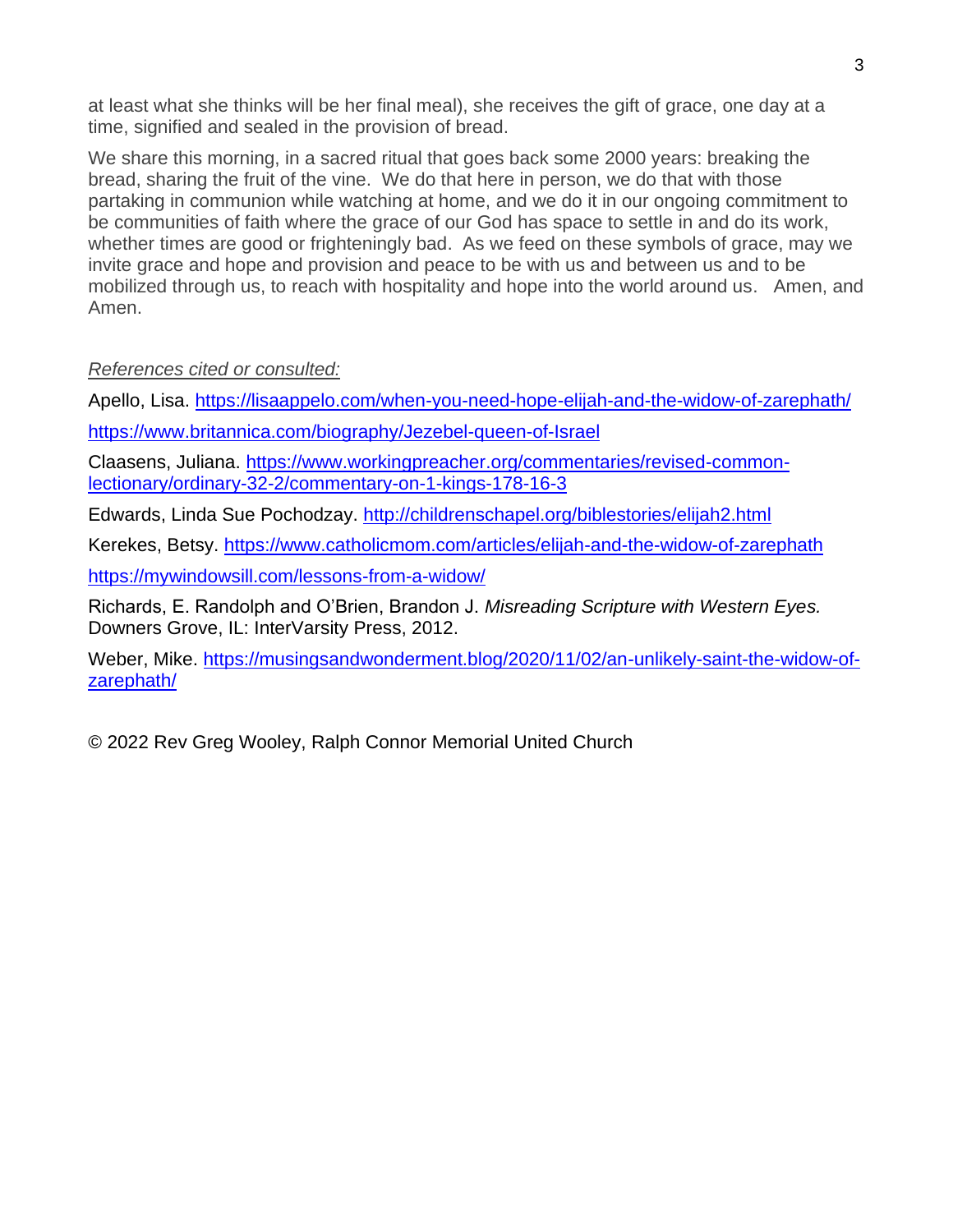at least what she thinks will be her final meal), she receives the gift of grace, one day at a time, signified and sealed in the provision of bread.

We share this morning, in a sacred ritual that goes back some 2000 years: breaking the bread, sharing the fruit of the vine. We do that here in person, we do that with those partaking in communion while watching at home, and we do it in our ongoing commitment to be communities of faith where the grace of our God has space to settle in and do its work, whether times are good or frighteningly bad. As we feed on these symbols of grace, may we invite grace and hope and provision and peace to be with us and between us and to be mobilized through us, to reach with hospitality and hope into the world around us. Amen, and Amen.

*References cited or consulted:*

Apello, Lisa. https://lisaappelo.com/when-you-need-hope-elijah-and-the-widow-of-zarephath/

https://www.britannica.com/biography/Jezebel-queen-of-Israel

Claasens, Juliana. https://www.workingpreacher.org/commentaries/revised-common-lectionary/ordinary-32-2/commentary-on-1-kings-178-16-3

Edwards, Linda Sue Pochodzay. http://childrenschapel.org/biblestories/elijah2.html

Kerekes, Betsy. https://www.catholicmom.com/articles/elijah-and-the-widow-of-zarephath

https://mywindowsill.com/lessons-from-a-widow/

Richards, E. Randolph and O'Brien, Brandon J. *Misreading Scripture with Western Eyes.* Downers Grove, IL: InterVarsity Press, 2012.

Weber, Mike. https://musingsandwonderment.blog/2020/11/02/an-unlikely-saint-the-widow-of-zarephath/

© 2022 Rev Greg Wooley, Ralph Connor Memorial United Church